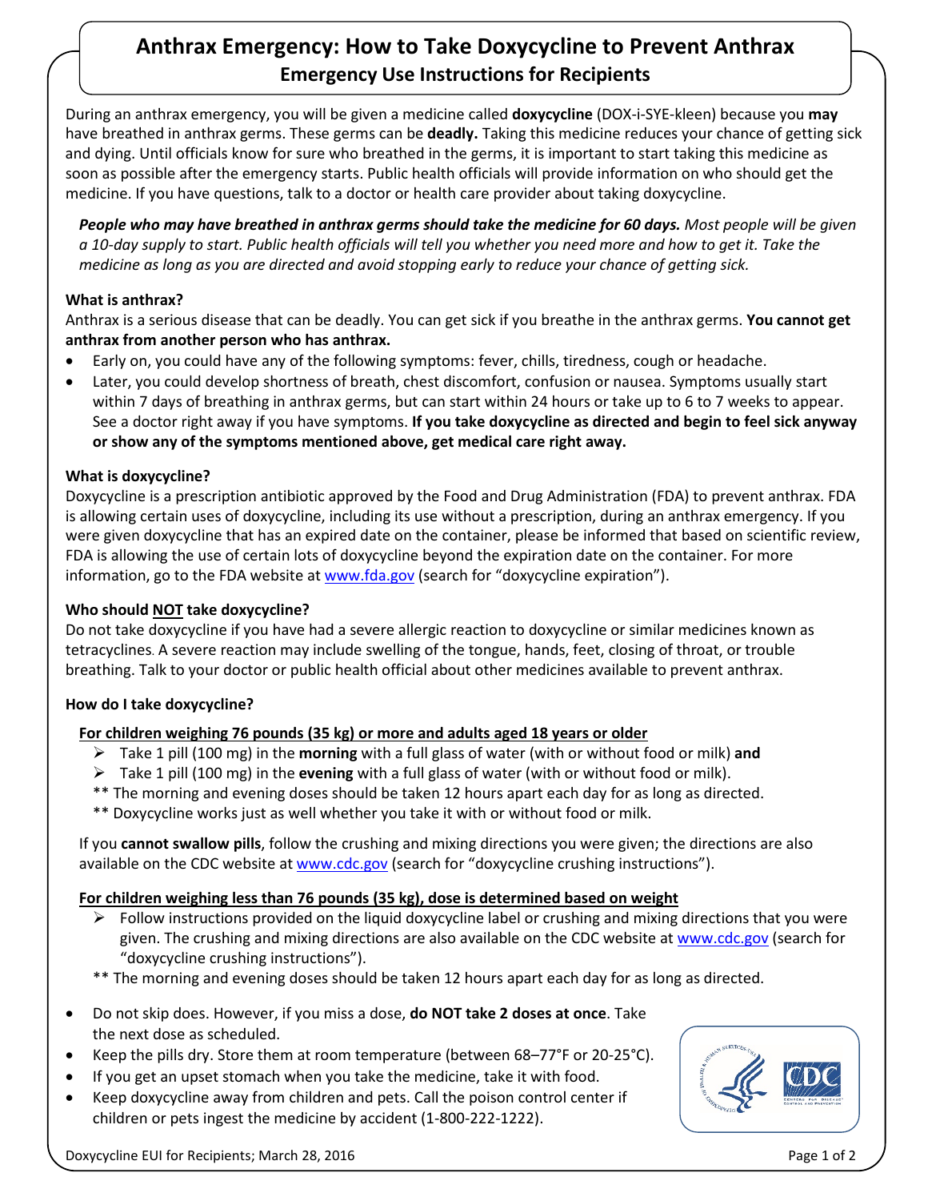# Anthrax Emergency: How to Take Doxycycline to Prevent Anthrax

## Emergency Use Instructions for Recipients

During an anthrax emergency, you will be given a medicine called **doxycycline** (DOX-i-SYE-kleen) because you **may** have breathed in anthrax germs. These germs can be **deadly.** Taking this medicine reduces your chance of getting sick and dying. Until officials know for sure who breathed in the germs, it is important to start taking this medicine as soon as possible after the emergency starts. Public health officials will provide information on who should get the medicine. If you have questions, talk to a doctor or health care provider about taking doxycycline.

***People who may have breathed in anthrax germs should take the medicine for 60 days.*** *Most people will be given a 10-day supply to start. Public health officials will tell you whether you need more and how to get it. Take the medicine as long as you are directed and avoid stopping early to reduce your chance of getting sick.*

### What is anthrax?

Anthrax is a serious disease that can be deadly. You can get sick if you breathe in the anthrax germs. **You cannot get anthrax from another person who has anthrax.**

- Early on, you could have any of the following symptoms: fever, chills, tiredness, cough or headache.
- Later, you could develop shortness of breath, chest discomfort, confusion or nausea. Symptoms usually start within 7 days of breathing in anthrax germs, but can start within 24 hours or take up to 6 to 7 weeks to appear. See a doctor right away if you have symptoms. **If you take doxycycline as directed and begin to feel sick anyway or show any of the symptoms mentioned above, get medical care right away.**

### What is doxycycline?

Doxycycline is a prescription antibiotic approved by the Food and Drug Administration (FDA) to prevent anthrax. FDA is allowing certain uses of doxycycline, including its use without a prescription, during an anthrax emergency. If you were given doxycycline that has an expired date on the container, please be informed that based on scientific review, FDA is allowing the use of certain lots of doxycycline beyond the expiration date on the container. For more information, go to the FDA website at www.fda.gov (search for "doxycycline expiration").

### Who should NOT take doxycycline?

Do not take doxycycline if you have had a severe allergic reaction to doxycycline or similar medicines known as tetracyclines. A severe reaction may include swelling of the tongue, hands, feet, closing of throat, or trouble breathing. Talk to your doctor or public health official about other medicines available to prevent anthrax.

### How do I take doxycycline?

**For children weighing 76 pounds (35 kg) or more and adults aged 18 years or older**

- Take 1 pill (100 mg) in the **morning** with a full glass of water (with or without food or milk) **and**
- Take 1 pill (100 mg) in the **evening** with a full glass of water (with or without food or milk).

** The morning and evening doses should be taken 12 hours apart each day for as long as directed.

** Doxycycline works just as well whether you take it with or without food or milk.

If you **cannot swallow pills**, follow the crushing and mixing directions you were given; the directions are also available on the CDC website at www.cdc.gov (search for "doxycycline crushing instructions").

**For children weighing less than 76 pounds (35 kg), dose is determined based on weight**

- Follow instructions provided on the liquid doxycycline label or crushing and mixing directions that you were given. The crushing and mixing directions are also available on the CDC website at www.cdc.gov (search for "doxycycline crushing instructions").

** The morning and evening doses should be taken 12 hours apart each day for as long as directed.

- Do not skip does. However, if you miss a dose, **do NOT take 2 doses at once**. Take the next dose as scheduled.
- Keep the pills dry. Store them at room temperature (between 68–77°F or 20-25°C).
- If you get an upset stomach when you take the medicine, take it with food.
- Keep doxycycline away from children and pets. Call the poison control center if children or pets ingest the medicine by accident (1-800-222-1222).

Doxycycline EUI for Recipients; March 28, 2016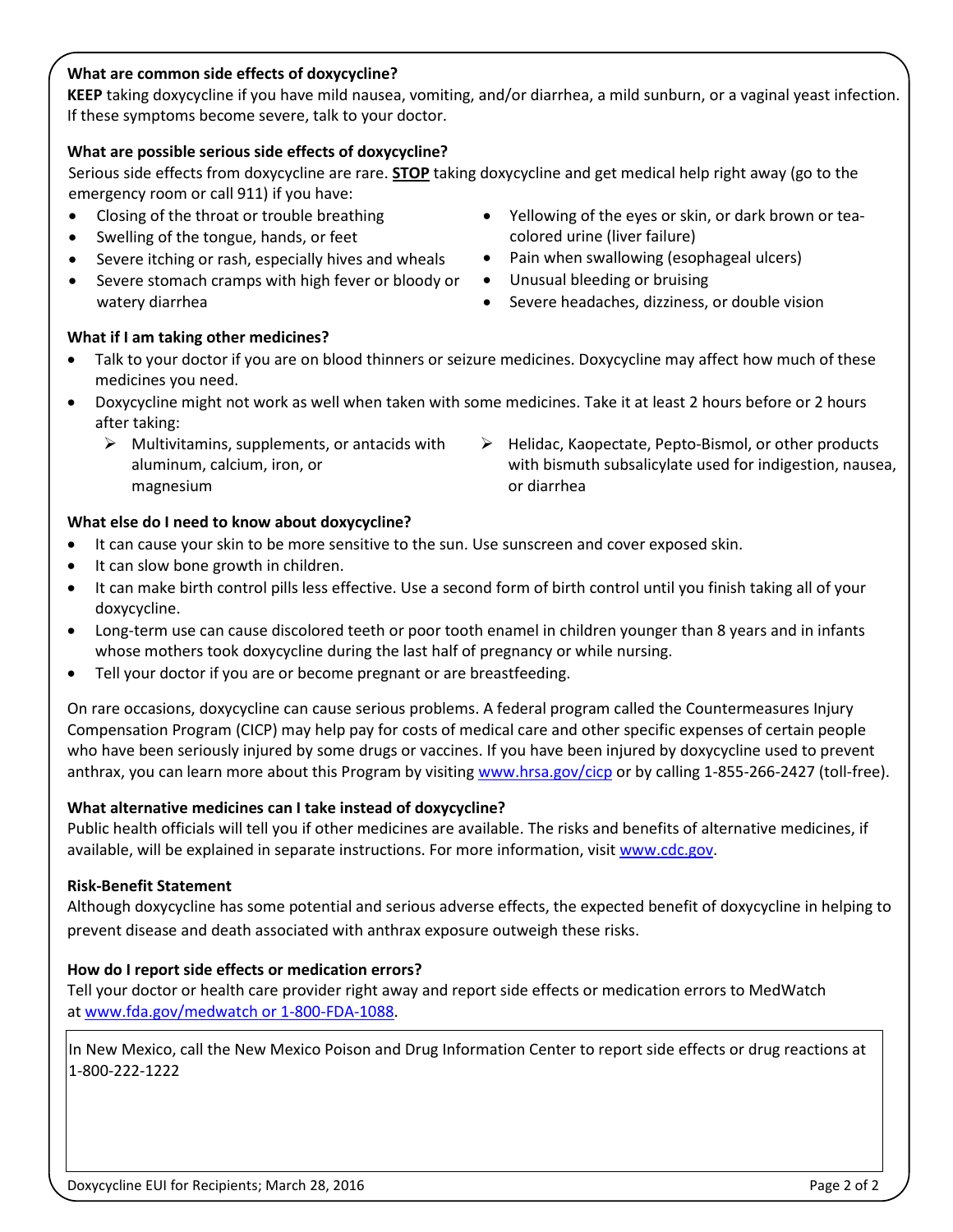**What are common side effects of doxycycline?**

**KEEP** taking doxycycline if you have mild nausea, vomiting, and/or diarrhea, a mild sunburn, or a vaginal yeast infection. If these symptoms become severe, talk to your doctor.

**What are possible serious side effects of doxycycline?**

Serious side effects from doxycycline are rare. **STOP** taking doxycycline and get medical help right away (go to the emergency room or call 911) if you have:

- Closing of the throat or trouble breathing
- Swelling of the tongue, hands, or feet
- Severe itching or rash, especially hives and wheals
- Severe stomach cramps with high fever or bloody or watery diarrhea
- Yellowing of the eyes or skin, or dark brown or tea-colored urine (liver failure)
- Pain when swallowing (esophageal ulcers)
- Unusual bleeding or bruising
- Severe headaches, dizziness, or double vision

**What if I am taking other medicines?**

- Talk to your doctor if you are on blood thinners or seizure medicines. Doxycycline may affect how much of these medicines you need.
- Doxycycline might not work as well when taken with some medicines. Take it at least 2 hours before or 2 hours after taking:
  - Multivitamins, supplements, or antacids with aluminum, calcium, iron, or magnesium
  - Helidac, Kaopectate, Pepto-Bismol, or other products with bismuth subsalicylate used for indigestion, nausea, or diarrhea

**What else do I need to know about doxycycline?**

- It can cause your skin to be more sensitive to the sun. Use sunscreen and cover exposed skin.
- It can slow bone growth in children.
- It can make birth control pills less effective. Use a second form of birth control until you finish taking all of your doxycycline.
- Long-term use can cause discolored teeth or poor tooth enamel in children younger than 8 years and in infants whose mothers took doxycycline during the last half of pregnancy or while nursing.
- Tell your doctor if you are or become pregnant or are breastfeeding.

On rare occasions, doxycycline can cause serious problems. A federal program called the Countermeasures Injury Compensation Program (CICP) may help pay for costs of medical care and other specific expenses of certain people who have been seriously injured by some drugs or vaccines. If you have been injured by doxycycline used to prevent anthrax, you can learn more about this Program by visiting www.hrsa.gov/cicp or by calling 1-855-266-2427 (toll-free).

**What alternative medicines can I take instead of doxycycline?**

Public health officials will tell you if other medicines are available. The risks and benefits of alternative medicines, if available, will be explained in separate instructions. For more information, visit www.cdc.gov.

**Risk-Benefit Statement**

Although doxycycline has some potential and serious adverse effects, the expected benefit of doxycycline in helping to prevent disease and death associated with anthrax exposure outweigh these risks.

**How do I report side effects or medication errors?**

Tell your doctor or health care provider right away and report side effects or medication errors to MedWatch at www.fda.gov/medwatch or 1-800-FDA-1088.

In New Mexico, call the New Mexico Poison and Drug Information Center to report side effects or drug reactions at 1-800-222-1222